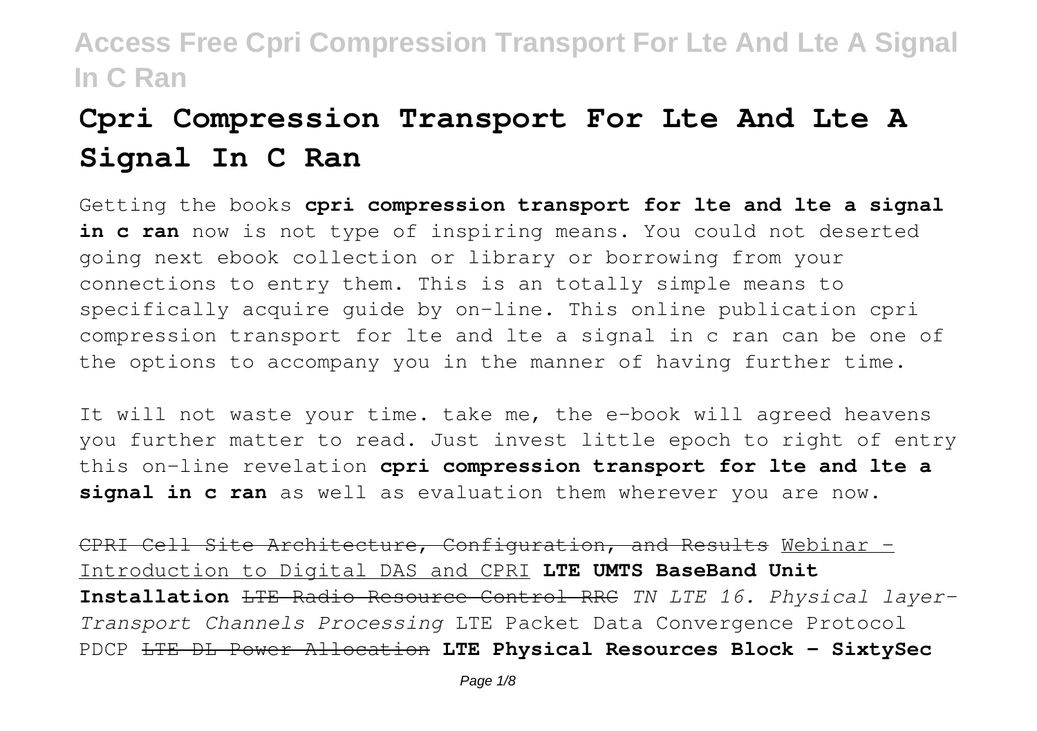# Cpri Compression Transport For Lte And Lte A Signal In C Ran

Getting the books **cpri compression transport for lte and lte a signal in c ran** now is not type of inspiring means. You could not deserted going next ebook collection or library or borrowing from your connections to entry them. This is an totally simple means to specifically acquire guide by on-line. This online publication cpri compression transport for lte and lte a signal in c ran can be one of the options to accompany you in the manner of having further time.

It will not waste your time. take me, the e-book will agreed heavens you further matter to read. Just invest little epoch to right of entry this on-line revelation **cpri compression transport for lte and lte a signal in c ran** as well as evaluation them wherever you are now.

CPRI Cell Site Architecture, Configuration, and Results Webinar - Introduction to Digital DAS and CPRI **LTE UMTS BaseBand Unit Installation** ~~LTE Radio Resource Control RRC~~ *TN LTE 16. Physical layer-Transport Channels Processing* LTE Packet Data Convergence Protocol PDCP ~~LTE DL Power Allocation~~ **LTE Physical Resources Block - SixtySec**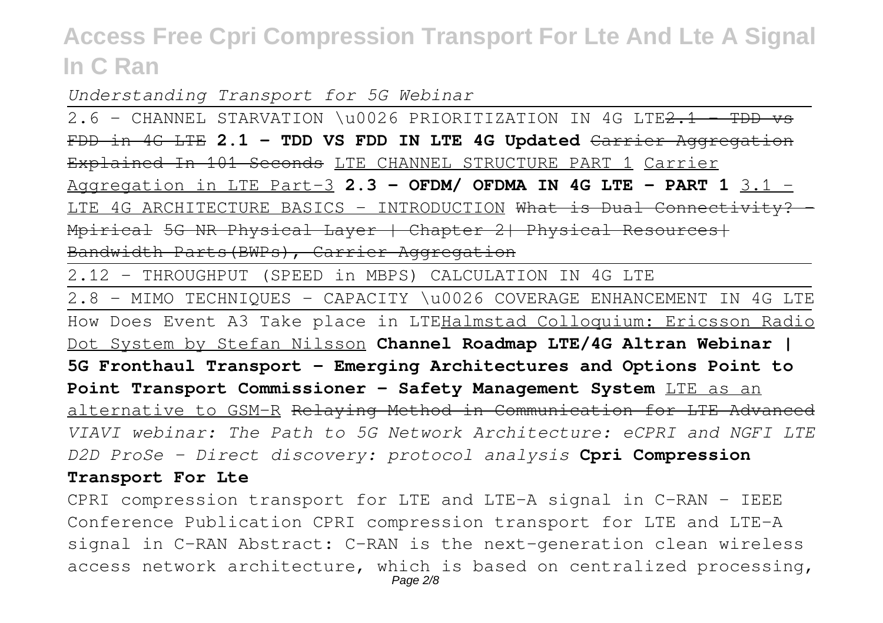*Understanding Transport for 5G Webinar*

2.6 - CHANNEL STARVATION \u0026 PRIORITIZATION IN 4G LTE~~2.1 - TDD vs FDD in 4G LTE~~ **2.1 - TDD VS FDD IN LTE 4G Updated** ~~Carrier Aggregation Explained In 101 Seconds~~ LTE CHANNEL STRUCTURE PART 1 Carrier Aggregation in LTE Part-3 **2.3 - OFDM/ OFDMA IN 4G LTE - PART 1** 3.1 - LTE 4G ARCHITECTURE BASICS - INTRODUCTION ~~What is Dual Connectivity? - Mpirical~~ ~~5G NR Physical Layer | Chapter 2| Physical Resources| Bandwidth Parts(BWPs), Carrier Aggregation~~

2.12 - THROUGHPUT (SPEED in MBPS) CALCULATION IN 4G LTE

2.8 - MIMO TECHNIQUES - CAPACITY \u0026 COVERAGE ENHANCEMENT IN 4G LTE

How Does Event A3 Take place in LTEHalmstad Colloquium: Ericsson Radio Dot System by Stefan Nilsson **Channel Roadmap LTE/4G Altran Webinar | 5G Fronthaul Transport - Emerging Architectures and Options Point to Point Transport Commissioner - Safety Management System** LTE as an alternative to GSM-R ~~Relaying Method in Communication for LTE Advanced~~ *VIAVI webinar: The Path to 5G Network Architecture: eCPRI and NGFI LTE D2D ProSe - Direct discovery: protocol analysis* **Cpri Compression Transport For Lte**

CPRI compression transport for LTE and LTE-A signal in C-RAN - IEEE Conference Publication CPRI compression transport for LTE and LTE-A signal in C-RAN Abstract: C-RAN is the next-generation clean wireless access network architecture, which is based on centralized processing,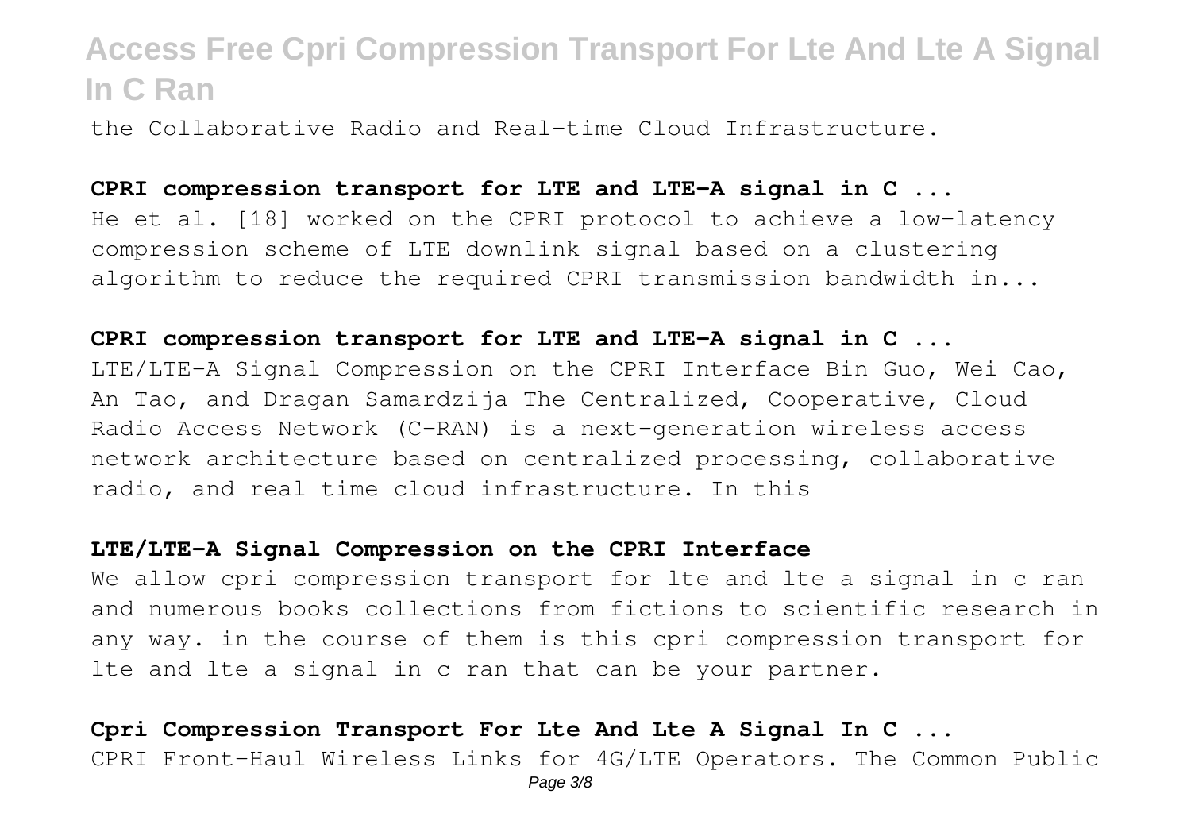the Collaborative Radio and Real-time Cloud Infrastructure.

**CPRI compression transport for LTE and LTE-A signal in C ...**

He et al. [18] worked on the CPRI protocol to achieve a low-latency compression scheme of LTE downlink signal based on a clustering algorithm to reduce the required CPRI transmission bandwidth in...

**CPRI compression transport for LTE and LTE-A signal in C ...**

LTE/LTE-A Signal Compression on the CPRI Interface Bin Guo, Wei Cao, An Tao, and Dragan Samardzija The Centralized, Cooperative, Cloud Radio Access Network (C-RAN) is a next-generation wireless access network architecture based on centralized processing, collaborative radio, and real time cloud infrastructure. In this

**LTE/LTE-A Signal Compression on the CPRI Interface**

We allow cpri compression transport for lte and lte a signal in c ran and numerous books collections from fictions to scientific research in any way. in the course of them is this cpri compression transport for lte and lte a signal in c ran that can be your partner.

**Cpri Compression Transport For Lte And Lte A Signal In C ...**

CPRI Front-Haul Wireless Links for 4G/LTE Operators. The Common Public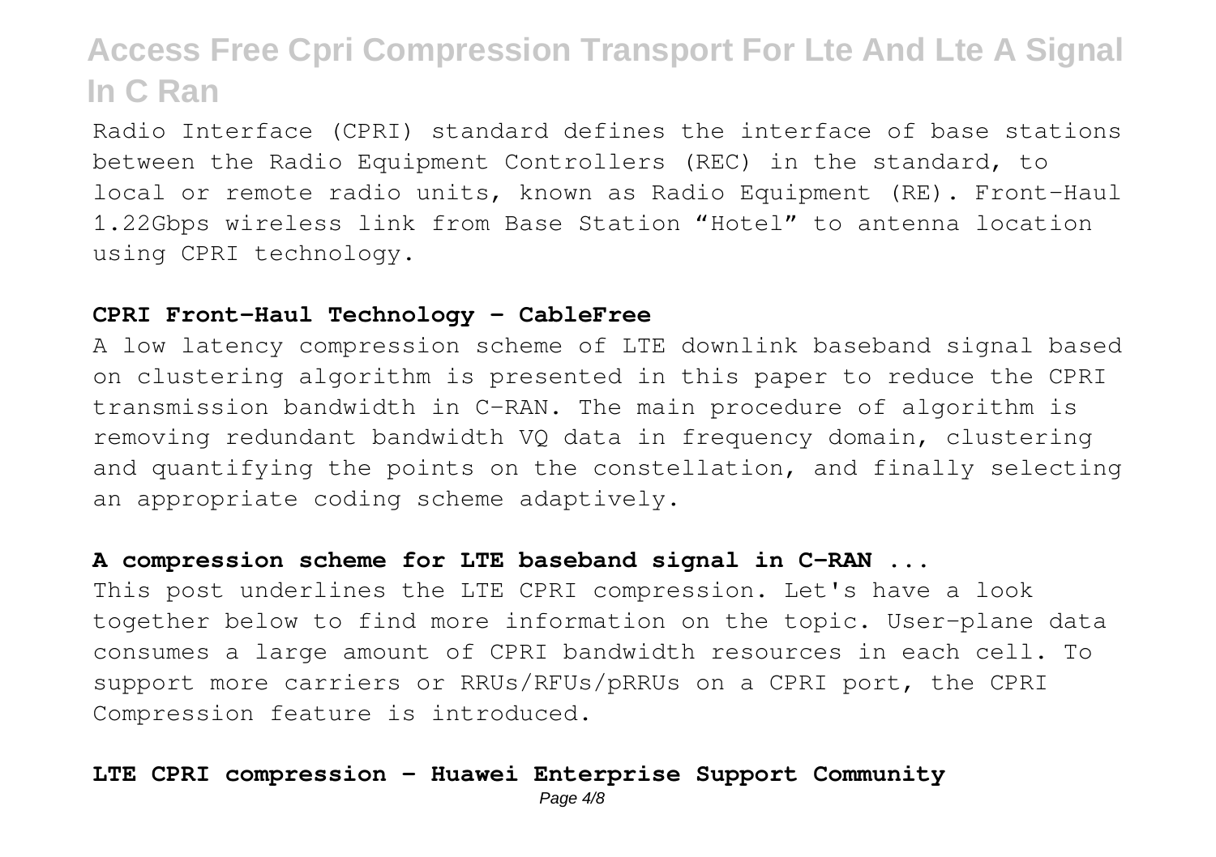Radio Interface (CPRI) standard defines the interface of base stations between the Radio Equipment Controllers (REC) in the standard, to local or remote radio units, known as Radio Equipment (RE). Front-Haul 1.22Gbps wireless link from Base Station "Hotel" to antenna location using CPRI technology.

**CPRI Front-Haul Technology - CableFree**

A low latency compression scheme of LTE downlink baseband signal based on clustering algorithm is presented in this paper to reduce the CPRI transmission bandwidth in C-RAN. The main procedure of algorithm is removing redundant bandwidth VQ data in frequency domain, clustering and quantifying the points on the constellation, and finally selecting an appropriate coding scheme adaptively.

**A compression scheme for LTE baseband signal in C-RAN ...**

This post underlines the LTE CPRI compression. Let's have a look together below to find more information on the topic. User-plane data consumes a large amount of CPRI bandwidth resources in each cell. To support more carriers or RRUs/RFUs/pRRUs on a CPRI port, the CPRI Compression feature is introduced.

**LTE CPRI compression - Huawei Enterprise Support Community**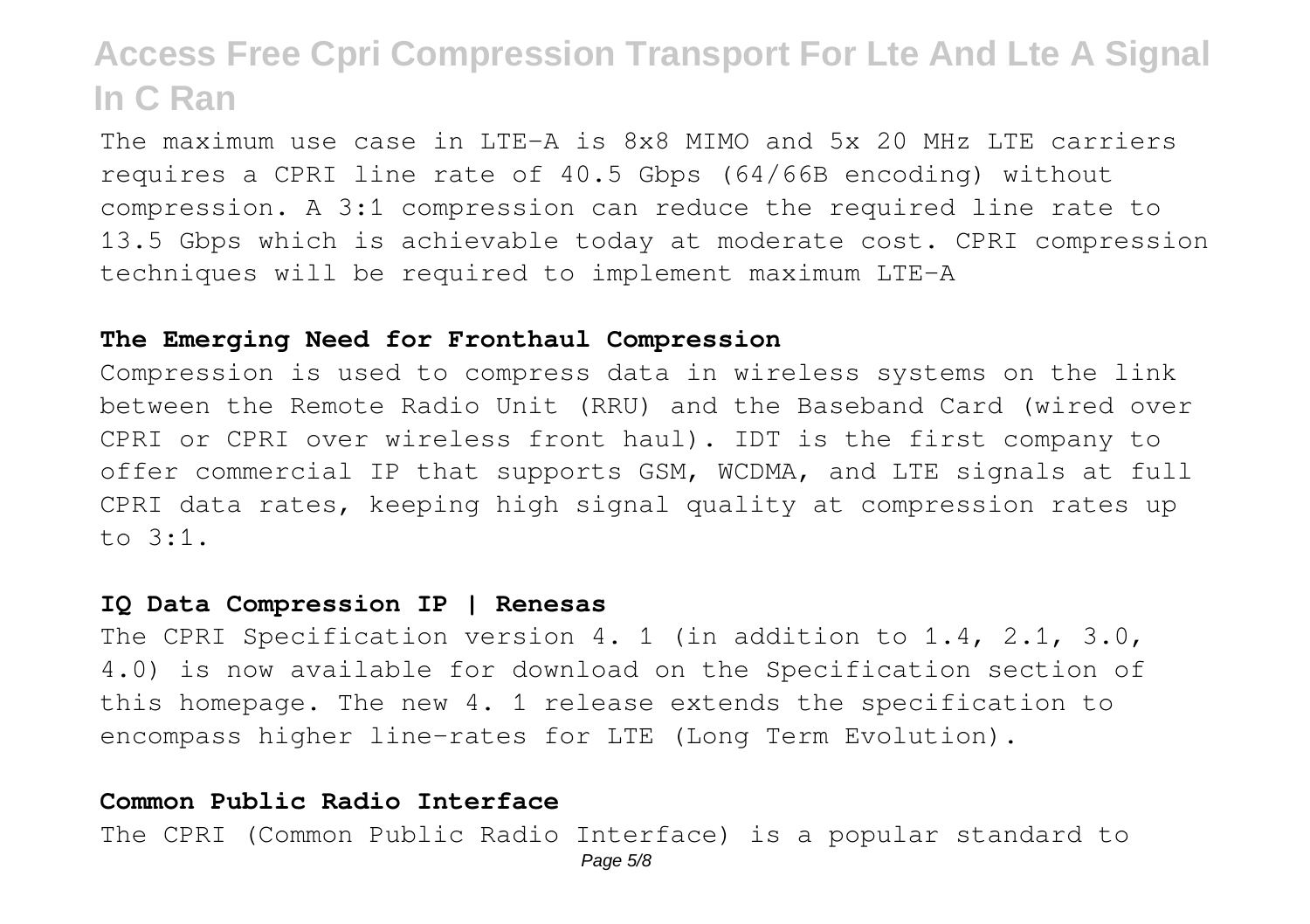The maximum use case in LTE-A is 8x8 MIMO and 5x 20 MHz LTE carriers requires a CPRI line rate of 40.5 Gbps (64/66B encoding) without compression. A 3:1 compression can reduce the required line rate to 13.5 Gbps which is achievable today at moderate cost. CPRI compression techniques will be required to implement maximum LTE-A

### The Emerging Need for Fronthaul Compression

Compression is used to compress data in wireless systems on the link between the Remote Radio Unit (RRU) and the Baseband Card (wired over CPRI or CPRI over wireless front haul). IDT is the first company to offer commercial IP that supports GSM, WCDMA, and LTE signals at full CPRI data rates, keeping high signal quality at compression rates up to 3:1.

### IQ Data Compression IP | Renesas

The CPRI Specification version 4. 1 (in addition to 1.4, 2.1, 3.0, 4.0) is now available for download on the Specification section of this homepage. The new 4. 1 release extends the specification to encompass higher line-rates for LTE (Long Term Evolution).

### Common Public Radio Interface

The CPRI (Common Public Radio Interface) is a popular standard to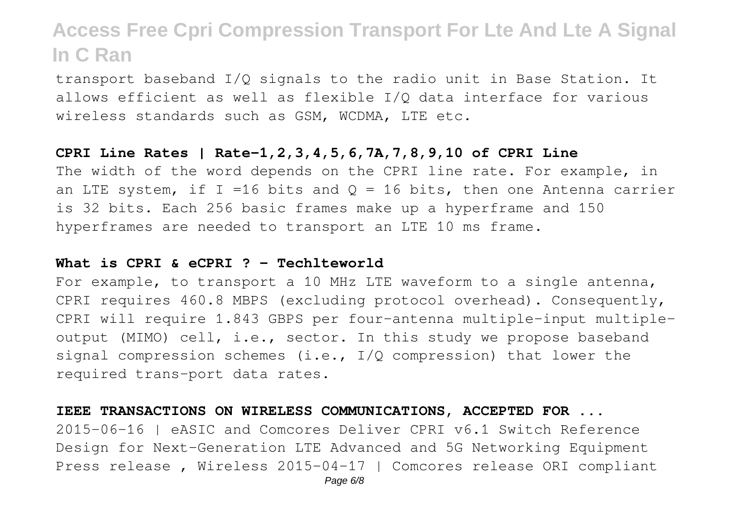transport baseband I/Q signals to the radio unit in Base Station. It allows efficient as well as flexible I/Q data interface for various wireless standards such as GSM, WCDMA, LTE etc.

**CPRI Line Rates | Rate-1,2,3,4,5,6,7A,7,8,9,10 of CPRI Line**

The width of the word depends on the CPRI line rate. For example, in an LTE system, if I =16 bits and Q = 16 bits, then one Antenna carrier is 32 bits. Each 256 basic frames make up a hyperframe and 150 hyperframes are needed to transport an LTE 10 ms frame.

**What is CPRI & eCPRI ? - Techlteworld**

For example, to transport a 10 MHz LTE waveform to a single antenna, CPRI requires 460.8 MBPS (excluding protocol overhead). Consequently, CPRI will require 1.843 GBPS per four-antenna multiple-input multiple-output (MIMO) cell, i.e., sector. In this study we propose baseband signal compression schemes (i.e., I/Q compression) that lower the required trans-port data rates.

**IEEE TRANSACTIONS ON WIRELESS COMMUNICATIONS, ACCEPTED FOR ...**

2015-06-16 | eASIC and Comcores Deliver CPRI v6.1 Switch Reference Design for Next-Generation LTE Advanced and 5G Networking Equipment Press release , Wireless 2015-04-17 | Comcores release ORI compliant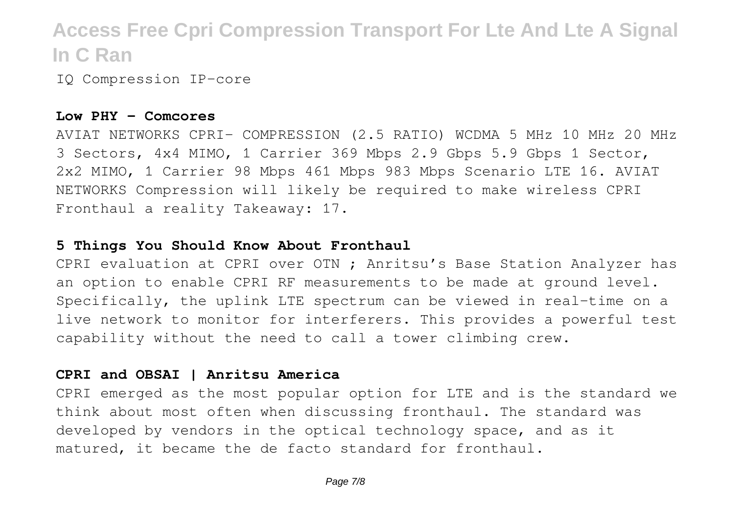IQ Compression IP-core

**Low PHY - Comcores**

AVIAT NETWORKS CPRI- COMPRESSION (2.5 RATIO) WCDMA 5 MHz 10 MHz 20 MHz 3 Sectors, 4x4 MIMO, 1 Carrier 369 Mbps 2.9 Gbps 5.9 Gbps 1 Sector, 2x2 MIMO, 1 Carrier 98 Mbps 461 Mbps 983 Mbps Scenario LTE 16. AVIAT NETWORKS Compression will likely be required to make wireless CPRI Fronthaul a reality Takeaway: 17.

**5 Things You Should Know About Fronthaul**

CPRI evaluation at CPRI over OTN ; Anritsu's Base Station Analyzer has an option to enable CPRI RF measurements to be made at ground level. Specifically, the uplink LTE spectrum can be viewed in real-time on a live network to monitor for interferers. This provides a powerful test capability without the need to call a tower climbing crew.

**CPRI and OBSAI | Anritsu America**

CPRI emerged as the most popular option for LTE and is the standard we think about most often when discussing fronthaul. The standard was developed by vendors in the optical technology space, and as it matured, it became the de facto standard for fronthaul.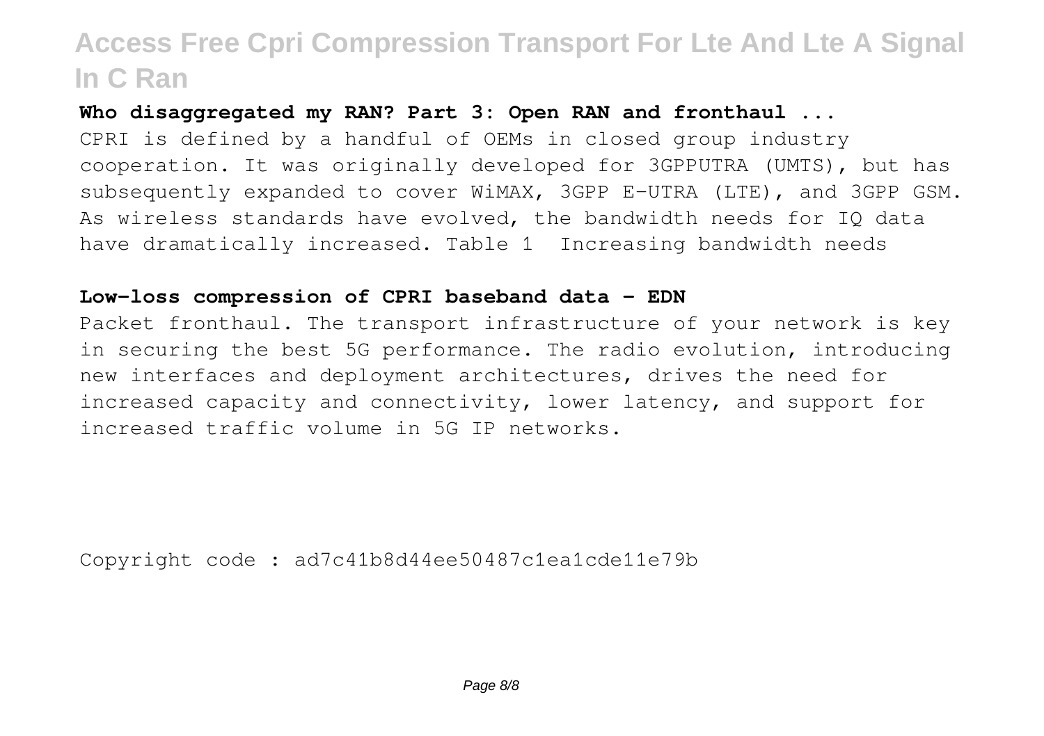**Who disaggregated my RAN? Part 3: Open RAN and fronthaul ...**

CPRI is defined by a handful of OEMs in closed group industry cooperation. It was originally developed for 3GPPUTRA (UMTS), but has subsequently expanded to cover WiMAX, 3GPP E-UTRA (LTE), and 3GPP GSM. As wireless standards have evolved, the bandwidth needs for IQ data have dramatically increased. Table 1 Increasing bandwidth needs

**Low-loss compression of CPRI baseband data - EDN**

Packet fronthaul. The transport infrastructure of your network is key in securing the best 5G performance. The radio evolution, introducing new interfaces and deployment architectures, drives the need for increased capacity and connectivity, lower latency, and support for increased traffic volume in 5G IP networks.

Copyright code : ad7c41b8d44ee50487c1ea1cde11e79b